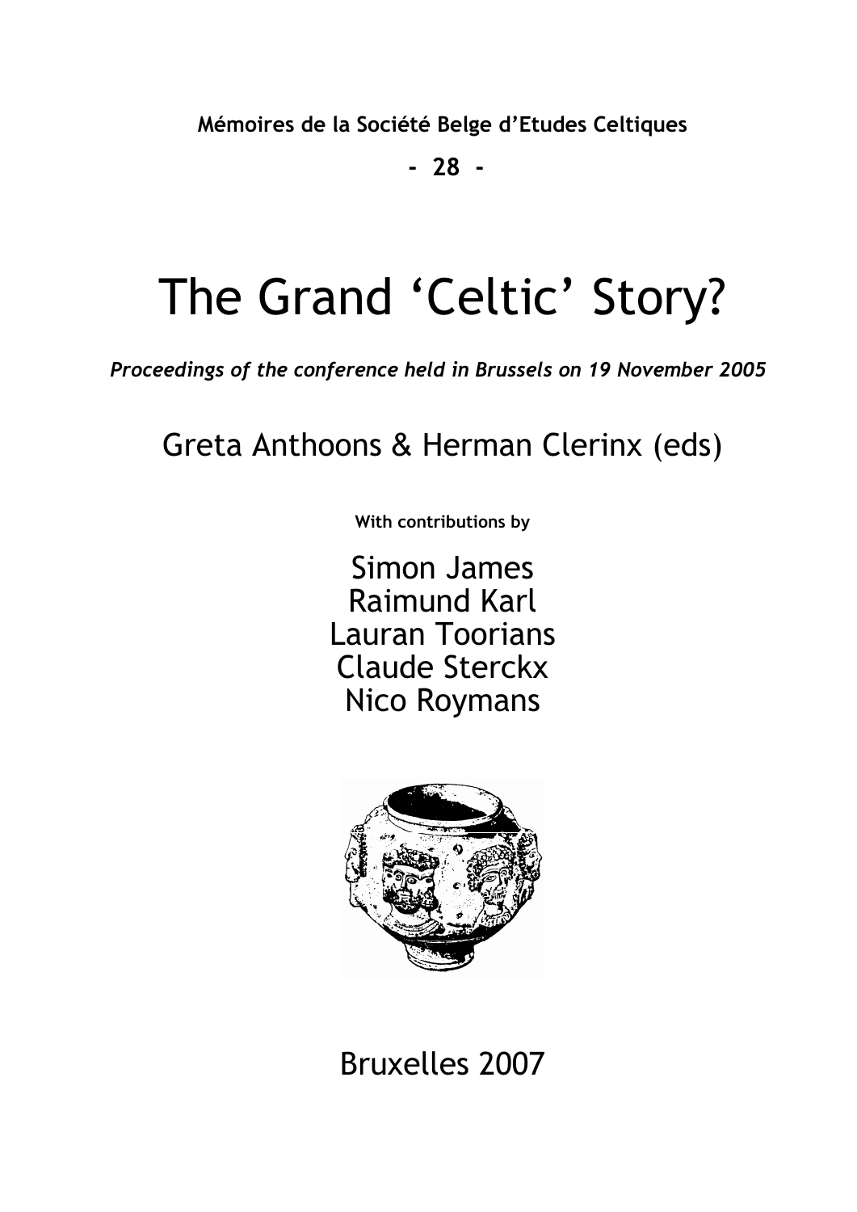**Mémoires de la Société Belge d'Etudes Celtiques**

**- 28 -**

# The Grand 'Celtic' Story?

***Proceedings of the conference held in Brussels on 19 November 2005***

Greta Anthoons & Herman Clerinx (eds)

**With contributions by**

Simon James
Raimund Karl
Lauran Toorians
Claude Sterckx
Nico Roymans

Bruxelles 2007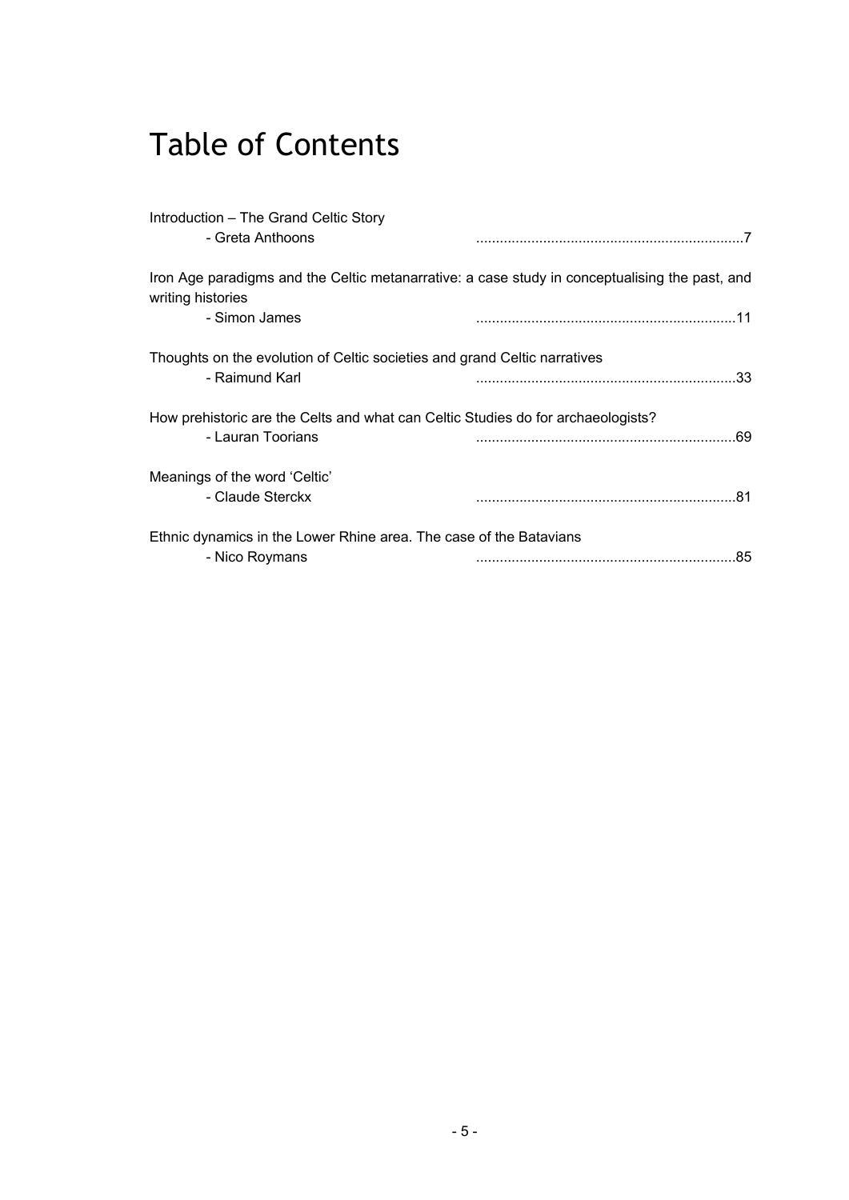# Table of Contents

Introduction – The Grand Celtic Story
- Greta Anthoons ....................................................................7

Iron Age paradigms and the Celtic metanarrative: a case study in conceptualising the past, and writing histories
- Simon James ....................................................................11

Thoughts on the evolution of Celtic societies and grand Celtic narratives
- Raimund Karl ....................................................................33

How prehistoric are the Celts and what can Celtic Studies do for archaeologists?
- Lauran Toorians ....................................................................69

Meanings of the word 'Celtic'
- Claude Sterckx ....................................................................81

Ethnic dynamics in the Lower Rhine area. The case of the Batavians
- Nico Roymans ....................................................................85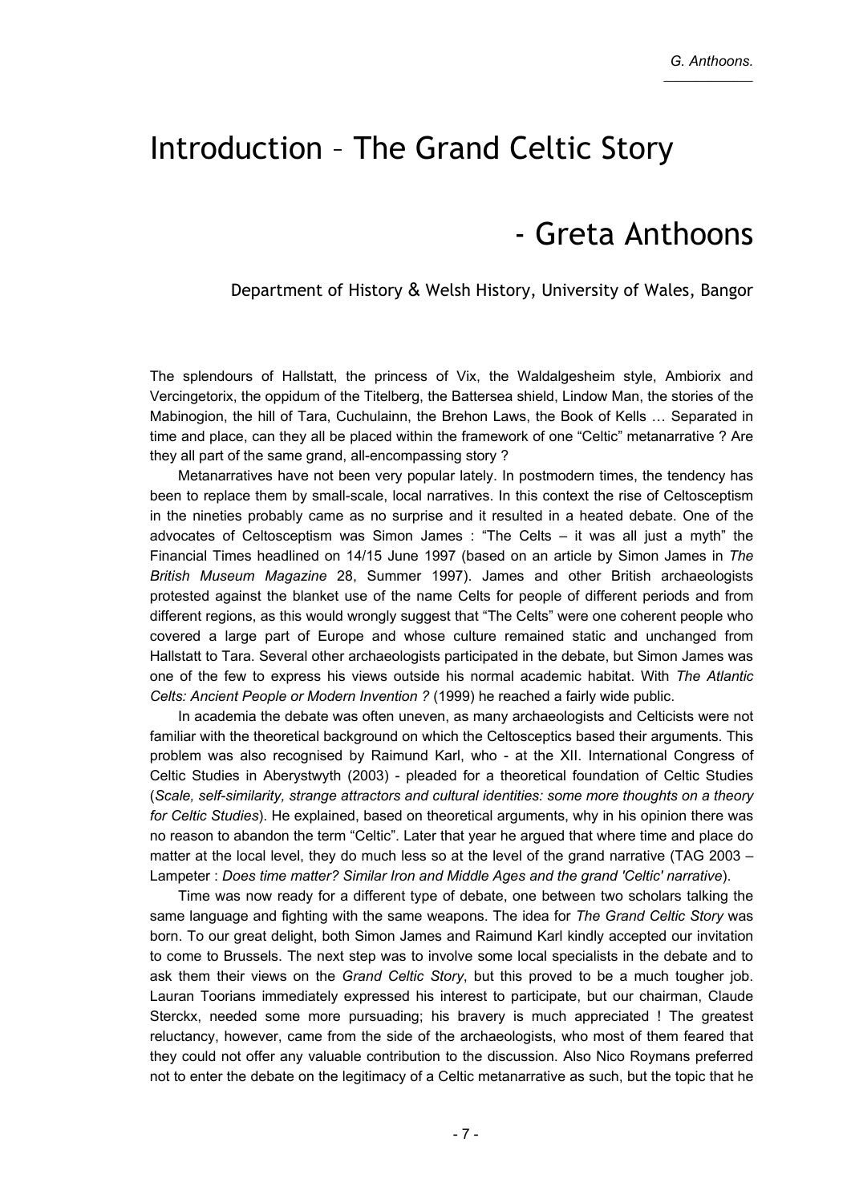# Introduction – The Grand Celtic Story

## - Greta Anthoons

Department of History & Welsh History, University of Wales, Bangor

The splendours of Hallstatt, the princess of Vix, the Waldalgesheim style, Ambiorix and Vercingetorix, the oppidum of the Titelberg, the Battersea shield, Lindow Man, the stories of the Mabinogion, the hill of Tara, Cuchulainn, the Brehon Laws, the Book of Kells … Separated in time and place, can they all be placed within the framework of one "Celtic" metanarrative ? Are they all part of the same grand, all-encompassing story ?

Metanarratives have not been very popular lately. In postmodern times, the tendency has been to replace them by small-scale, local narratives. In this context the rise of Celtosceptism in the nineties probably came as no surprise and it resulted in a heated debate. One of the advocates of Celtosceptism was Simon James : "The Celts – it was all just a myth" the Financial Times headlined on 14/15 June 1997 (based on an article by Simon James in *The British Museum Magazine* 28, Summer 1997). James and other British archaeologists protested against the blanket use of the name Celts for people of different periods and from different regions, as this would wrongly suggest that "The Celts" were one coherent people who covered a large part of Europe and whose culture remained static and unchanged from Hallstatt to Tara. Several other archaeologists participated in the debate, but Simon James was one of the few to express his views outside his normal academic habitat. With *The Atlantic Celts: Ancient People or Modern Invention ?* (1999) he reached a fairly wide public.

In academia the debate was often uneven, as many archaeologists and Celticists were not familiar with the theoretical background on which the Celtosceptics based their arguments. This problem was also recognised by Raimund Karl, who - at the XII. International Congress of Celtic Studies in Aberystwyth (2003) - pleaded for a theoretical foundation of Celtic Studies (*Scale, self-similarity, strange attractors and cultural identities: some more thoughts on a theory for Celtic Studies*). He explained, based on theoretical arguments, why in his opinion there was no reason to abandon the term "Celtic". Later that year he argued that where time and place do matter at the local level, they do much less so at the level of the grand narrative (TAG 2003 – Lampeter : *Does time matter? Similar Iron and Middle Ages and the grand 'Celtic' narrative*).

Time was now ready for a different type of debate, one between two scholars talking the same language and fighting with the same weapons. The idea for *The Grand Celtic Story* was born. To our great delight, both Simon James and Raimund Karl kindly accepted our invitation to come to Brussels. The next step was to involve some local specialists in the debate and to ask them their views on the *Grand Celtic Story*, but this proved to be a much tougher job. Lauran Toorians immediately expressed his interest to participate, but our chairman, Claude Sterckx, needed some more pursuading; his bravery is much appreciated ! The greatest reluctancy, however, came from the side of the archaeologists, who most of them feared that they could not offer any valuable contribution to the discussion. Also Nico Roymans preferred not to enter the debate on the legitimacy of a Celtic metanarrative as such, but the topic that he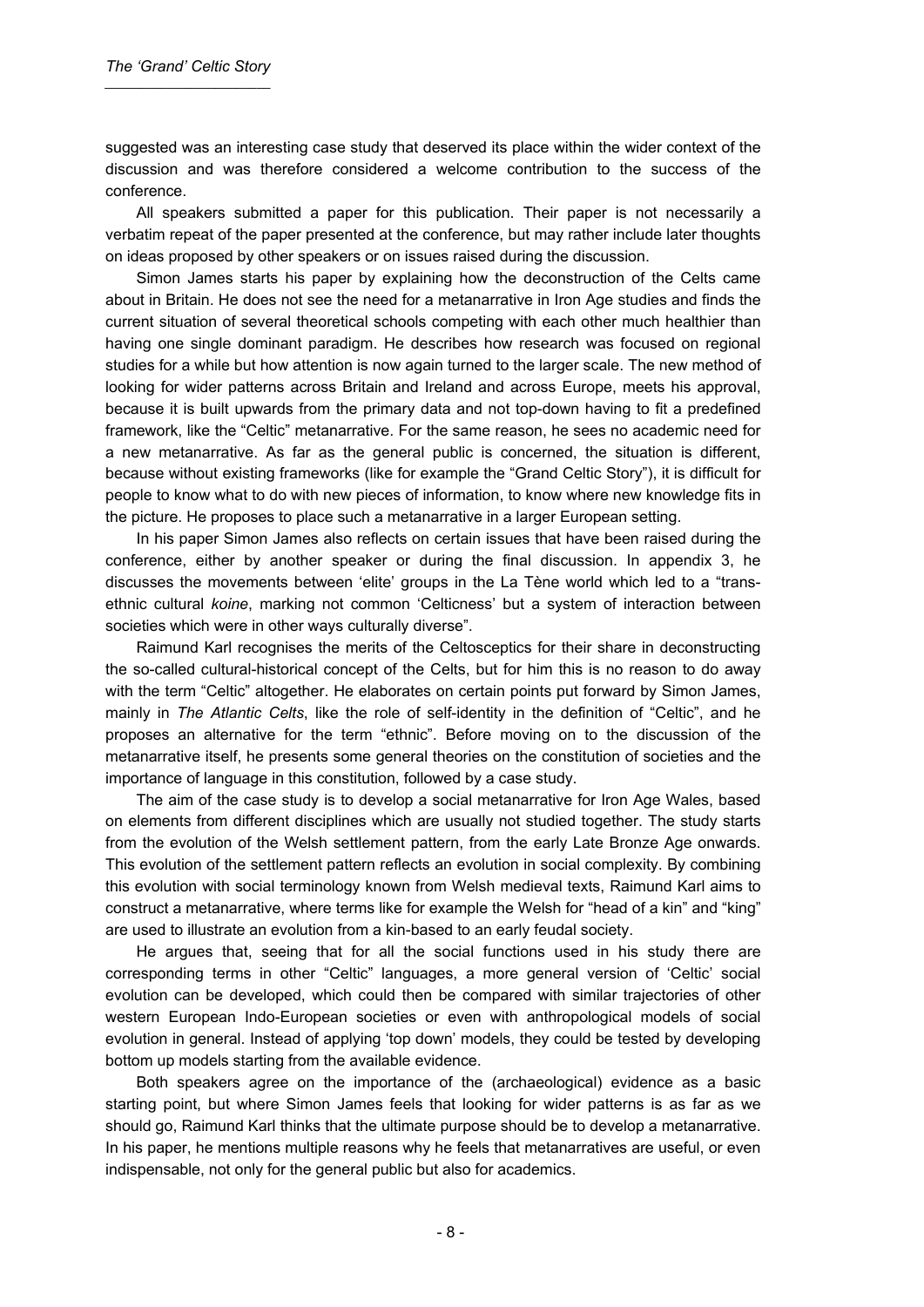suggested was an interesting case study that deserved its place within the wider context of the discussion and was therefore considered a welcome contribution to the success of the conference.

All speakers submitted a paper for this publication. Their paper is not necessarily a verbatim repeat of the paper presented at the conference, but may rather include later thoughts on ideas proposed by other speakers or on issues raised during the discussion.

Simon James starts his paper by explaining how the deconstruction of the Celts came about in Britain. He does not see the need for a metanarrative in Iron Age studies and finds the current situation of several theoretical schools competing with each other much healthier than having one single dominant paradigm. He describes how research was focused on regional studies for a while but how attention is now again turned to the larger scale. The new method of looking for wider patterns across Britain and Ireland and across Europe, meets his approval, because it is built upwards from the primary data and not top-down having to fit a predefined framework, like the "Celtic" metanarrative. For the same reason, he sees no academic need for a new metanarrative. As far as the general public is concerned, the situation is different, because without existing frameworks (like for example the "Grand Celtic Story"), it is difficult for people to know what to do with new pieces of information, to know where new knowledge fits in the picture. He proposes to place such a metanarrative in a larger European setting.

In his paper Simon James also reflects on certain issues that have been raised during the conference, either by another speaker or during the final discussion. In appendix 3, he discusses the movements between 'elite' groups in the La Tène world which led to a "trans-ethnic cultural *koine*, marking not common 'Celticness' but a system of interaction between societies which were in other ways culturally diverse".

Raimund Karl recognises the merits of the Celtosceptics for their share in deconstructing the so-called cultural-historical concept of the Celts, but for him this is no reason to do away with the term "Celtic" altogether. He elaborates on certain points put forward by Simon James, mainly in *The Atlantic Celts*, like the role of self-identity in the definition of "Celtic", and he proposes an alternative for the term "ethnic". Before moving on to the discussion of the metanarrative itself, he presents some general theories on the constitution of societies and the importance of language in this constitution, followed by a case study.

The aim of the case study is to develop a social metanarrative for Iron Age Wales, based on elements from different disciplines which are usually not studied together. The study starts from the evolution of the Welsh settlement pattern, from the early Late Bronze Age onwards. This evolution of the settlement pattern reflects an evolution in social complexity. By combining this evolution with social terminology known from Welsh medieval texts, Raimund Karl aims to construct a metanarrative, where terms like for example the Welsh for "head of a kin" and "king" are used to illustrate an evolution from a kin-based to an early feudal society.

He argues that, seeing that for all the social functions used in his study there are corresponding terms in other "Celtic" languages, a more general version of 'Celtic' social evolution can be developed, which could then be compared with similar trajectories of other western European Indo-European societies or even with anthropological models of social evolution in general. Instead of applying 'top down' models, they could be tested by developing bottom up models starting from the available evidence.

Both speakers agree on the importance of the (archaeological) evidence as a basic starting point, but where Simon James feels that looking for wider patterns is as far as we should go, Raimund Karl thinks that the ultimate purpose should be to develop a metanarrative. In his paper, he mentions multiple reasons why he feels that metanarratives are useful, or even indispensable, not only for the general public but also for academics.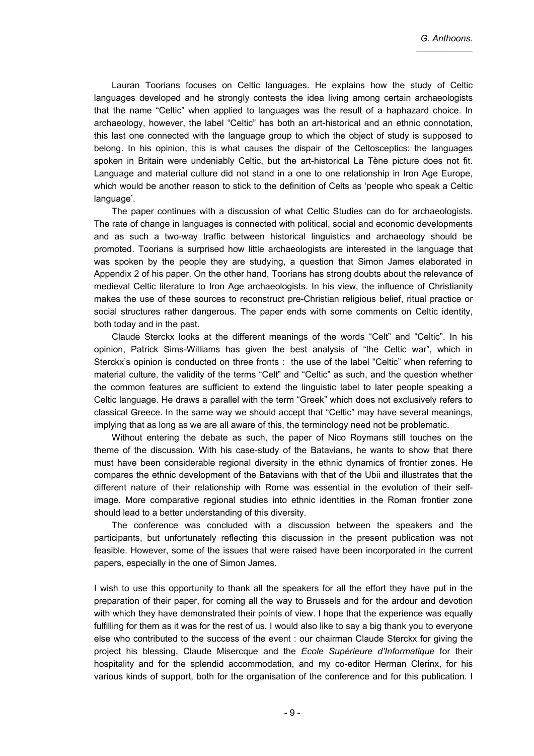Lauran Toorians focuses on Celtic languages. He explains how the study of Celtic languages developed and he strongly contests the idea living among certain archaeologists that the name "Celtic" when applied to languages was the result of a haphazard choice. In archaeology, however, the label "Celtic" has both an art-historical and an ethnic connotation, this last one connected with the language group to which the object of study is supposed to belong. In his opinion, this is what causes the dispair of the Celtosceptics: the languages spoken in Britain were undeniably Celtic, but the art-historical La Tène picture does not fit. Language and material culture did not stand in a one to one relationship in Iron Age Europe, which would be another reason to stick to the definition of Celts as 'people who speak a Celtic language'.

The paper continues with a discussion of what Celtic Studies can do for archaeologists. The rate of change in languages is connected with political, social and economic developments and as such a two-way traffic between historical linguistics and archaeology should be promoted. Toorians is surprised how little archaeologists are interested in the language that was spoken by the people they are studying, a question that Simon James elaborated in Appendix 2 of his paper. On the other hand, Toorians has strong doubts about the relevance of medieval Celtic literature to Iron Age archaeologists. In his view, the influence of Christianity makes the use of these sources to reconstruct pre-Christian religious belief, ritual practice or social structures rather dangerous. The paper ends with some comments on Celtic identity, both today and in the past.

Claude Sterckx looks at the different meanings of the words "Celt" and "Celtic". In his opinion, Patrick Sims-Williams has given the best analysis of "the Celtic war", which in Sterckx's opinion is conducted on three fronts : the use of the label "Celtic" when referring to material culture, the validity of the terms "Celt" and "Celtic" as such, and the question whether the common features are sufficient to extend the linguistic label to later people speaking a Celtic language. He draws a parallel with the term "Greek" which does not exclusively refers to classical Greece. In the same way we should accept that "Celtic" may have several meanings, implying that as long as we are all aware of this, the terminology need not be problematic.

Without entering the debate as such, the paper of Nico Roymans still touches on the theme of the discussion. With his case-study of the Batavians, he wants to show that there must have been considerable regional diversity in the ethnic dynamics of frontier zones. He compares the ethnic development of the Batavians with that of the Ubii and illustrates that the different nature of their relationship with Rome was essential in the evolution of their self-image. More comparative regional studies into ethnic identities in the Roman frontier zone should lead to a better understanding of this diversity.

The conference was concluded with a discussion between the speakers and the participants, but unfortunately reflecting this discussion in the present publication was not feasible. However, some of the issues that were raised have been incorporated in the current papers, especially in the one of Simon James.

I wish to use this opportunity to thank all the speakers for all the effort they have put in the preparation of their paper, for coming all the way to Brussels and for the ardour and devotion with which they have demonstrated their points of view. I hope that the experience was equally fulfilling for them as it was for the rest of us. I would also like to say a big thank you to everyone else who contributed to the success of the event : our chairman Claude Sterckx for giving the project his blessing, Claude Misercque and the *Ecole Supérieure d'Informatique* for their hospitality and for the splendid accommodation, and my co-editor Herman Clerinx, for his various kinds of support, both for the organisation of the conference and for this publication. I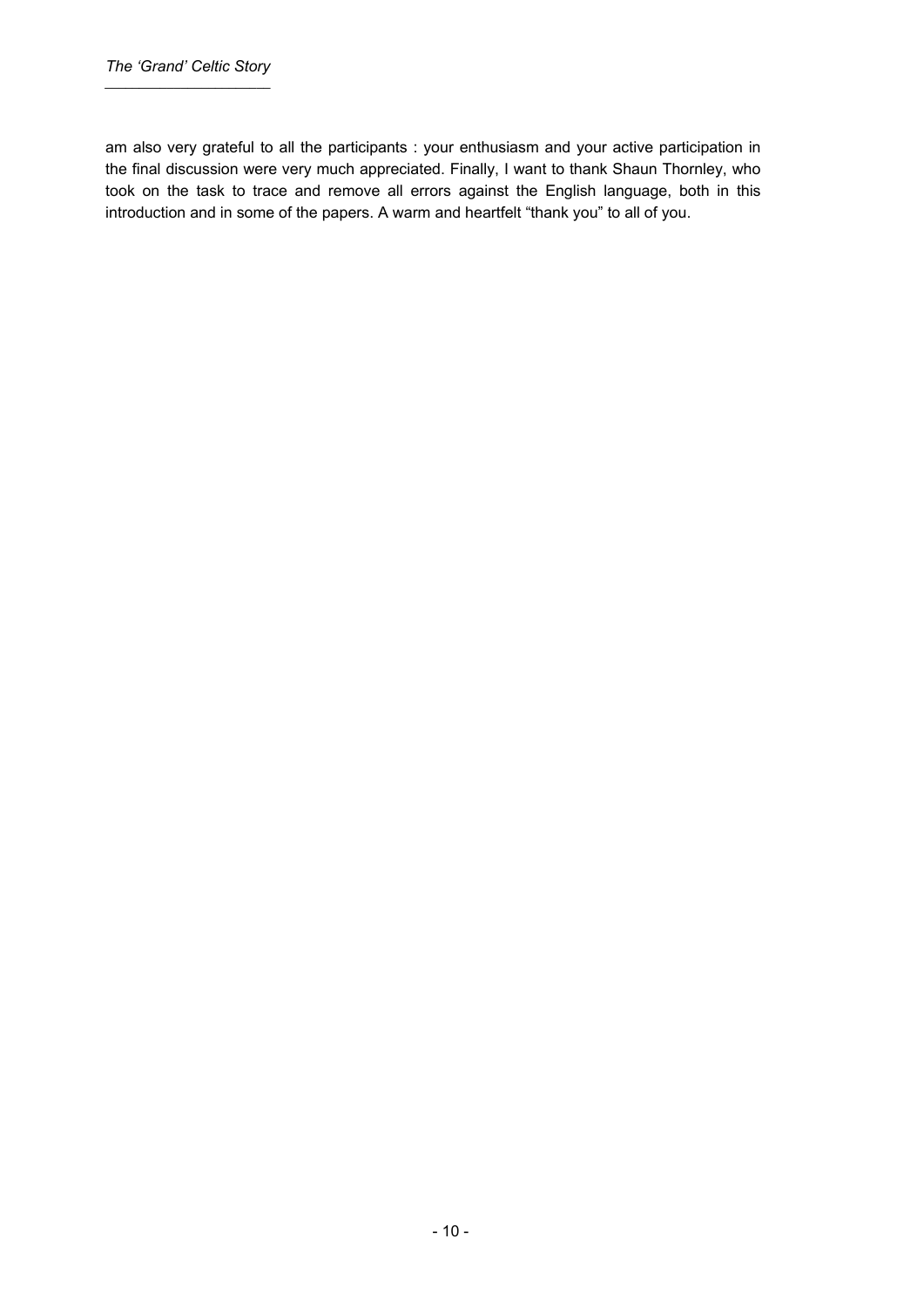am also very grateful to all the participants : your enthusiasm and your active participation in the final discussion were very much appreciated. Finally, I want to thank Shaun Thornley, who took on the task to trace and remove all errors against the English language, both in this introduction and in some of the papers. A warm and heartfelt "thank you" to all of you.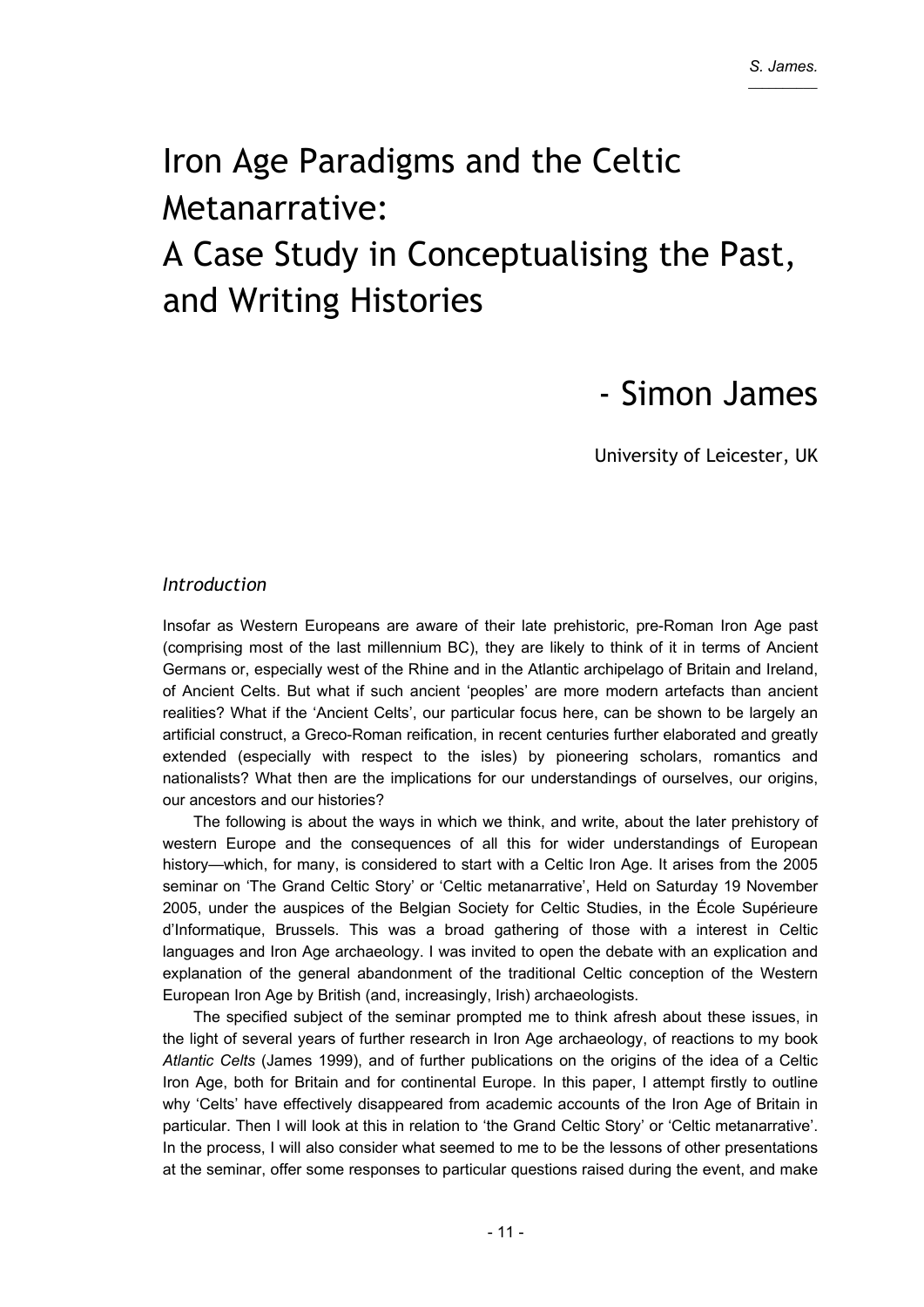# Iron Age Paradigms and the Celtic Metanarrative:
# A Case Study in Conceptualising the Past, and Writing Histories

## - Simon James

University of Leicester, UK

### *Introduction*

Insofar as Western Europeans are aware of their late prehistoric, pre-Roman Iron Age past (comprising most of the last millennium BC), they are likely to think of it in terms of Ancient Germans or, especially west of the Rhine and in the Atlantic archipelago of Britain and Ireland, of Ancient Celts. But what if such ancient 'peoples' are more modern artefacts than ancient realities? What if the 'Ancient Celts', our particular focus here, can be shown to be largely an artificial construct, a Greco-Roman reification, in recent centuries further elaborated and greatly extended (especially with respect to the isles) by pioneering scholars, romantics and nationalists? What then are the implications for our understandings of ourselves, our origins, our ancestors and our histories?

The following is about the ways in which we think, and write, about the later prehistory of western Europe and the consequences of all this for wider understandings of European history—which, for many, is considered to start with a Celtic Iron Age. It arises from the 2005 seminar on 'The Grand Celtic Story' or 'Celtic metanarrative', Held on Saturday 19 November 2005, under the auspices of the Belgian Society for Celtic Studies, in the École Supérieure d'Informatique, Brussels. This was a broad gathering of those with a interest in Celtic languages and Iron Age archaeology. I was invited to open the debate with an explication and explanation of the general abandonment of the traditional Celtic conception of the Western European Iron Age by British (and, increasingly, Irish) archaeologists.

The specified subject of the seminar prompted me to think afresh about these issues, in the light of several years of further research in Iron Age archaeology, of reactions to my book *Atlantic Celts* (James 1999), and of further publications on the origins of the idea of a Celtic Iron Age, both for Britain and for continental Europe. In this paper, I attempt firstly to outline why 'Celts' have effectively disappeared from academic accounts of the Iron Age of Britain in particular. Then I will look at this in relation to 'the Grand Celtic Story' or 'Celtic metanarrative'. In the process, I will also consider what seemed to me to be the lessons of other presentations at the seminar, offer some responses to particular questions raised during the event, and make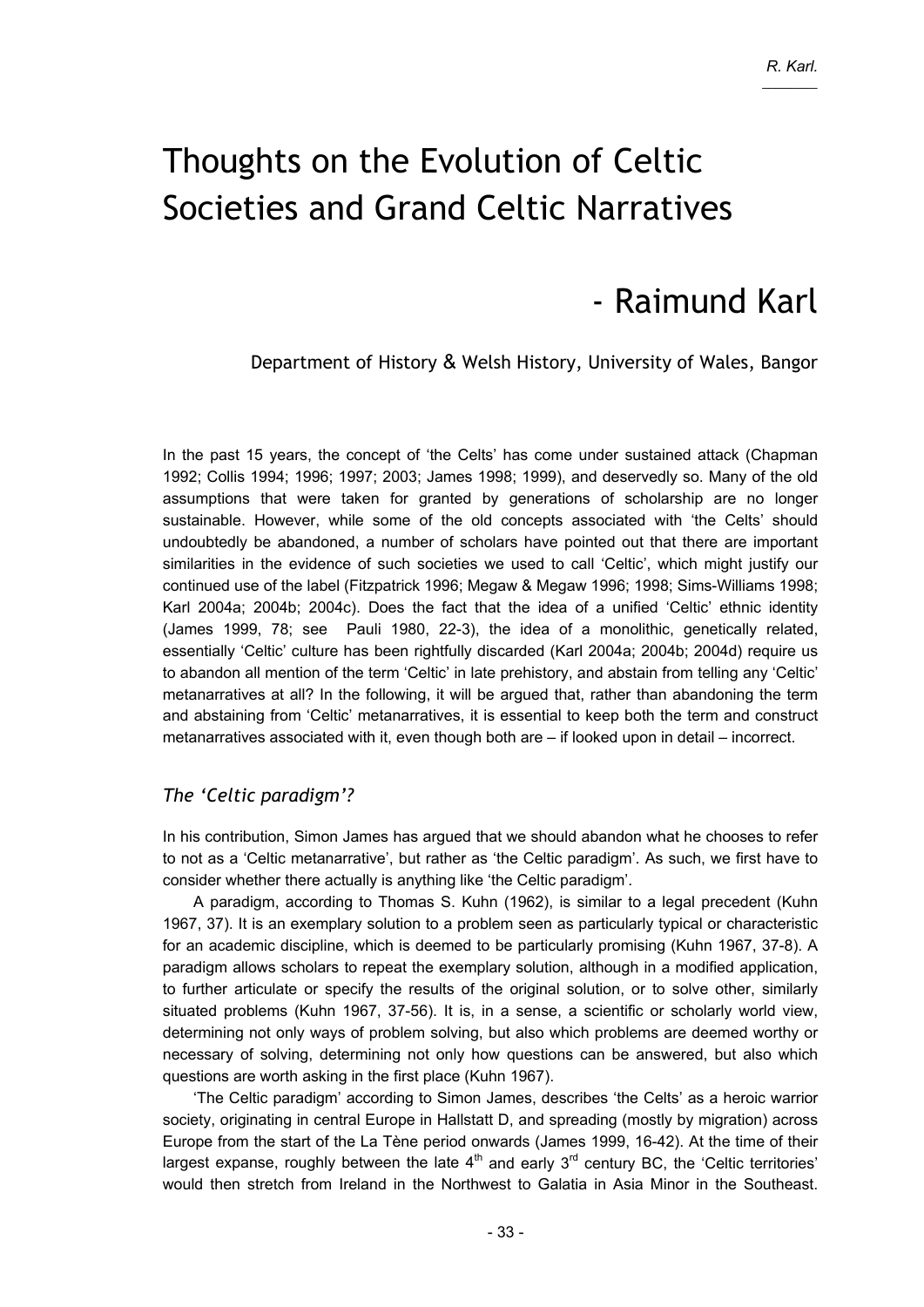# Thoughts on the Evolution of Celtic Societies and Grand Celtic Narratives

## - Raimund Karl

Department of History & Welsh History, University of Wales, Bangor

In the past 15 years, the concept of 'the Celts' has come under sustained attack (Chapman 1992; Collis 1994; 1996; 1997; 2003; James 1998; 1999), and deservedly so. Many of the old assumptions that were taken for granted by generations of scholarship are no longer sustainable. However, while some of the old concepts associated with 'the Celts' should undoubtedly be abandoned, a number of scholars have pointed out that there are important similarities in the evidence of such societies we used to call 'Celtic', which might justify our continued use of the label (Fitzpatrick 1996; Megaw & Megaw 1996; 1998; Sims-Williams 1998; Karl 2004a; 2004b; 2004c). Does the fact that the idea of a unified 'Celtic' ethnic identity (James 1999, 78; see Pauli 1980, 22-3), the idea of a monolithic, genetically related, essentially 'Celtic' culture has been rightfully discarded (Karl 2004a; 2004b; 2004d) require us to abandon all mention of the term 'Celtic' in late prehistory, and abstain from telling any 'Celtic' metanarratives at all? In the following, it will be argued that, rather than abandoning the term and abstaining from 'Celtic' metanarratives, it is essential to keep both the term and construct metanarratives associated with it, even though both are – if looked upon in detail – incorrect.

### *The 'Celtic paradigm'?*

In his contribution, Simon James has argued that we should abandon what he chooses to refer to not as a 'Celtic metanarrative', but rather as 'the Celtic paradigm'. As such, we first have to consider whether there actually is anything like 'the Celtic paradigm'.

A paradigm, according to Thomas S. Kuhn (1962), is similar to a legal precedent (Kuhn 1967, 37). It is an exemplary solution to a problem seen as particularly typical or characteristic for an academic discipline, which is deemed to be particularly promising (Kuhn 1967, 37-8). A paradigm allows scholars to repeat the exemplary solution, although in a modified application, to further articulate or specify the results of the original solution, or to solve other, similarly situated problems (Kuhn 1967, 37-56). It is, in a sense, a scientific or scholarly world view, determining not only ways of problem solving, but also which problems are deemed worthy or necessary of solving, determining not only how questions can be answered, but also which questions are worth asking in the first place (Kuhn 1967).

'The Celtic paradigm' according to Simon James, describes 'the Celts' as a heroic warrior society, originating in central Europe in Hallstatt D, and spreading (mostly by migration) across Europe from the start of the La Tène period onwards (James 1999, 16-42). At the time of their largest expanse, roughly between the late 4th and early 3rd century BC, the 'Celtic territories' would then stretch from Ireland in the Northwest to Galatia in Asia Minor in the Southeast.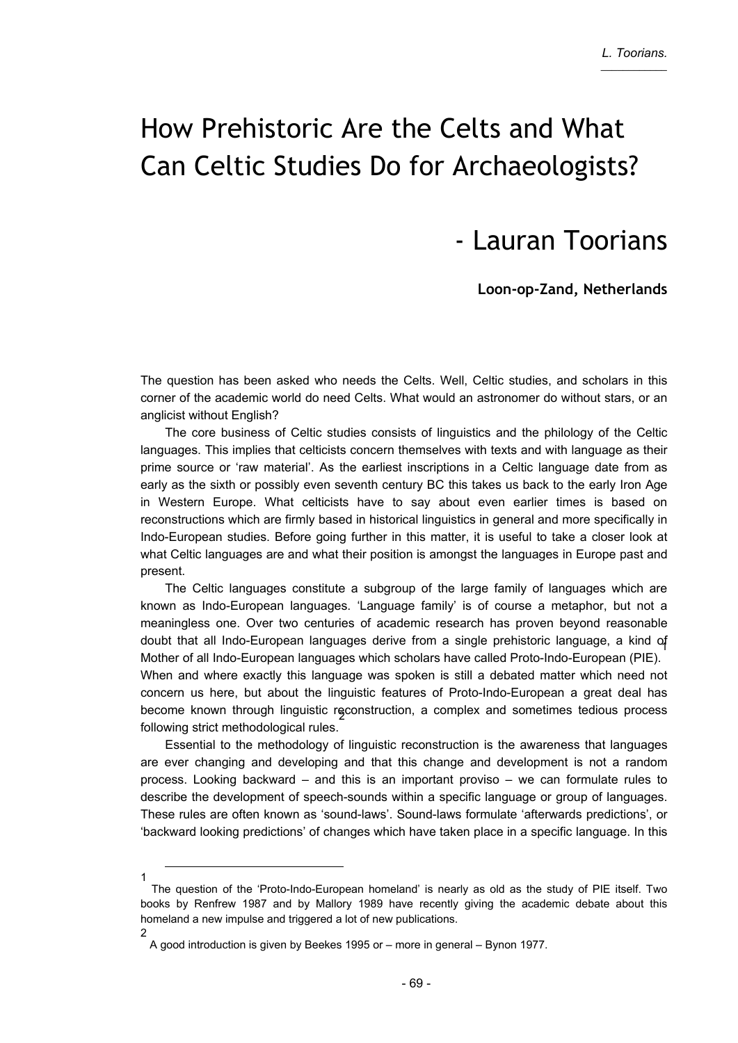# How Prehistoric Are the Celts and What Can Celtic Studies Do for Archaeologists?

## - Lauran Toorians

**Loon-op-Zand, Netherlands**

The question has been asked who needs the Celts. Well, Celtic studies, and scholars in this corner of the academic world do need Celts. What would an astronomer do without stars, or an anglicist without English?

The core business of Celtic studies consists of linguistics and the philology of the Celtic languages. This implies that celticists concern themselves with texts and with language as their prime source or 'raw material'. As the earliest inscriptions in a Celtic language date from as early as the sixth or possibly even seventh century BC this takes us back to the early Iron Age in Western Europe. What celticists have to say about even earlier times is based on reconstructions which are firmly based in historical linguistics in general and more specifically in Indo-European studies. Before going further in this matter, it is useful to take a closer look at what Celtic languages are and what their position is amongst the languages in Europe past and present.

The Celtic languages constitute a subgroup of the large family of languages which are known as Indo-European languages. 'Language family' is of course a metaphor, but not a meaningless one. Over two centuries of academic research has proven beyond reasonable doubt that all Indo-European languages derive from a single prehistoric language, a kind of Mother of all Indo-European languages which scholars have called Proto-Indo-European (PIE).[1] When and where exactly this language was spoken is still a debated matter which need not concern us here, but about the linguistic features of Proto-Indo-European a great deal has become known through linguistic reconstruction, a complex and sometimes tedious process following strict methodological rules.[2]

Essential to the methodology of linguistic reconstruction is the awareness that languages are ever changing and developing and that this change and development is not a random process. Looking backward – and this is an important proviso – we can formulate rules to describe the development of speech-sounds within a specific language or group of languages. These rules are often known as 'sound-laws'. Sound-laws formulate 'afterwards predictions', or 'backward looking predictions' of changes which have taken place in a specific language. In this

---

[1] The question of the 'Proto-Indo-European homeland' is nearly as old as the study of PIE itself. Two books by Renfrew 1987 and by Mallory 1989 have recently giving the academic debate about this homeland a new impulse and triggered a lot of new publications.

[2] A good introduction is given by Beekes 1995 or – more in general – Bynon 1977.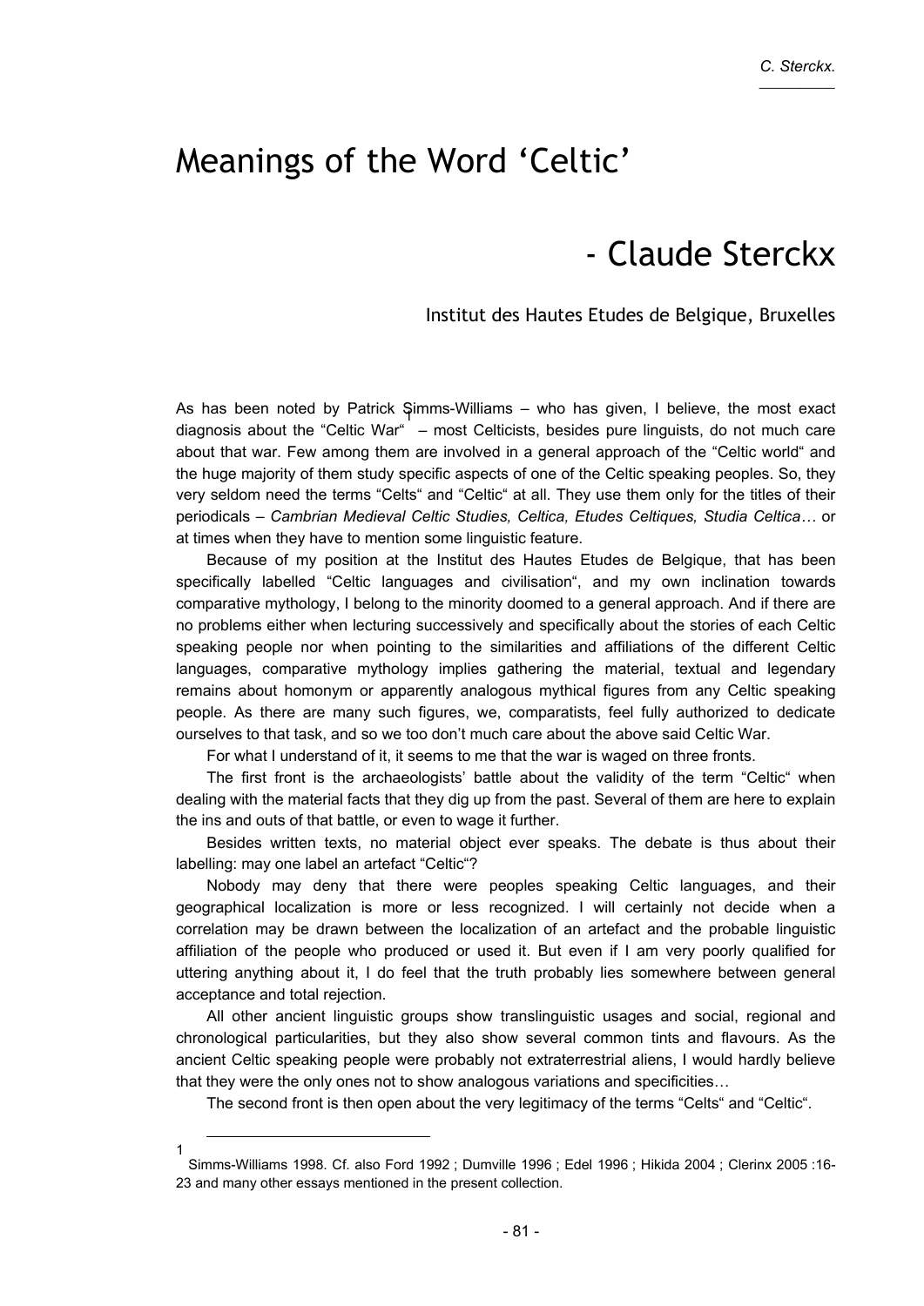# Meanings of the Word 'Celtic'

## - Claude Sterckx

Institut des Hautes Etudes de Belgique, Bruxelles

As has been noted by Patrick Simms-Williams – who has given, I believe, the most exact diagnosis about the "Celtic War"[1] – most Celticists, besides pure linguists, do not much care about that war. Few among them are involved in a general approach of the "Celtic world" and the huge majority of them study specific aspects of one of the Celtic speaking peoples. So, they very seldom need the terms "Celts" and "Celtic" at all. They use them only for the titles of their periodicals – *Cambrian Medieval Celtic Studies, Celtica, Etudes Celtiques, Studia Celtica…* or at times when they have to mention some linguistic feature.

Because of my position at the Institut des Hautes Etudes de Belgique, that has been specifically labelled "Celtic languages and civilisation", and my own inclination towards comparative mythology, I belong to the minority doomed to a general approach. And if there are no problems either when lecturing successively and specifically about the stories of each Celtic speaking people nor when pointing to the similarities and affiliations of the different Celtic languages, comparative mythology implies gathering the material, textual and legendary remains about homonym or apparently analogous mythical figures from any Celtic speaking people. As there are many such figures, we, comparatists, feel fully authorized to dedicate ourselves to that task, and so we too don't much care about the above said Celtic War.

For what I understand of it, it seems to me that the war is waged on three fronts.

The first front is the archaeologists' battle about the validity of the term "Celtic" when dealing with the material facts that they dig up from the past. Several of them are here to explain the ins and outs of that battle, or even to wage it further.

Besides written texts, no material object ever speaks. The debate is thus about their labelling: may one label an artefact "Celtic"?

Nobody may deny that there were peoples speaking Celtic languages, and their geographical localization is more or less recognized. I will certainly not decide when a correlation may be drawn between the localization of an artefact and the probable linguistic affiliation of the people who produced or used it. But even if I am very poorly qualified for uttering anything about it, I do feel that the truth probably lies somewhere between general acceptance and total rejection.

All other ancient linguistic groups show translinguistic usages and social, regional and chronological particularities, but they also show several common tints and flavours. As the ancient Celtic speaking people were probably not extraterrestrial aliens, I would hardly believe that they were the only ones not to show analogous variations and specificities…

The second front is then open about the very legitimacy of the terms "Celts" and "Celtic".

---

[1] Simms-Williams 1998. Cf. also Ford 1992 ; Dumville 1996 ; Edel 1996 ; Hikida 2004 ; Clerinx 2005 :16-23 and many other essays mentioned in the present collection.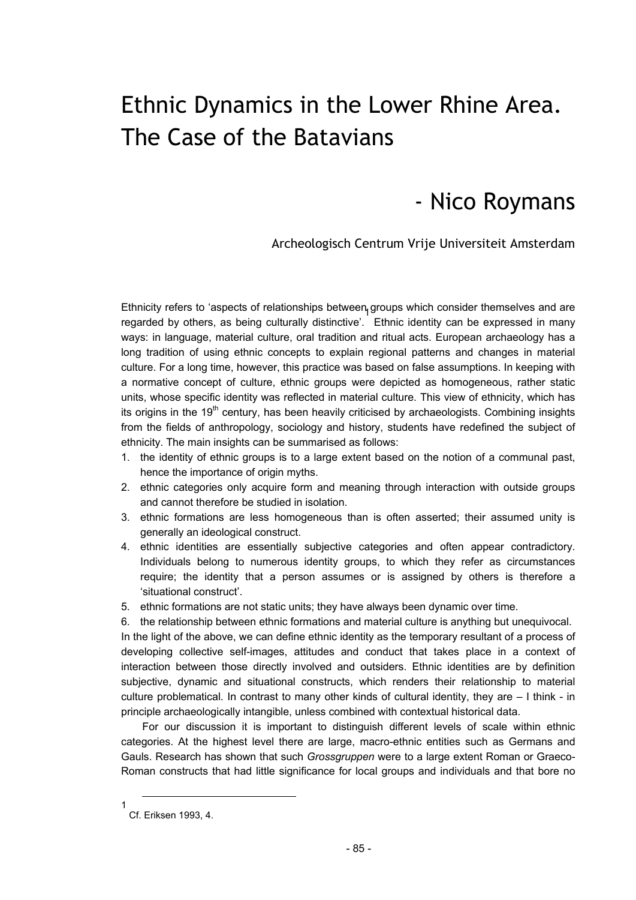# Ethnic Dynamics in the Lower Rhine Area. The Case of the Batavians

## - Nico Roymans

Archeologisch Centrum Vrije Universiteit Amsterdam

Ethnicity refers to 'aspects of relationships between groups which consider themselves and are regarded by others, as being culturally distinctive'.[1] Ethnic identity can be expressed in many ways: in language, material culture, oral tradition and ritual acts. European archaeology has a long tradition of using ethnic concepts to explain regional patterns and changes in material culture. For a long time, however, this practice was based on false assumptions. In keeping with a normative concept of culture, ethnic groups were depicted as homogeneous, rather static units, whose specific identity was reflected in material culture. This view of ethnicity, which has its origins in the 19th century, has been heavily criticised by archaeologists. Combining insights from the fields of anthropology, sociology and history, students have redefined the subject of ethnicity. The main insights can be summarised as follows:

1. the identity of ethnic groups is to a large extent based on the notion of a communal past, hence the importance of origin myths.
2. ethnic categories only acquire form and meaning through interaction with outside groups and cannot therefore be studied in isolation.
3. ethnic formations are less homogeneous than is often asserted; their assumed unity is generally an ideological construct.
4. ethnic identities are essentially subjective categories and often appear contradictory. Individuals belong to numerous identity groups, to which they refer as circumstances require; the identity that a person assumes or is assigned by others is therefore a 'situational construct'.
5. ethnic formations are not static units; they have always been dynamic over time.
6. the relationship between ethnic formations and material culture is anything but unequivocal.

In the light of the above, we can define ethnic identity as the temporary resultant of a process of developing collective self-images, attitudes and conduct that takes place in a context of interaction between those directly involved and outsiders. Ethnic identities are by definition subjective, dynamic and situational constructs, which renders their relationship to material culture problematical. In contrast to many other kinds of cultural identity, they are – I think - in principle archaeologically intangible, unless combined with contextual historical data.

For our discussion it is important to distinguish different levels of scale within ethnic categories. At the highest level there are large, macro-ethnic entities such as Germans and Gauls. Research has shown that such *Grossgruppen* were to a large extent Roman or Graeco-Roman constructs that had little significance for local groups and individuals and that bore no

[1] Cf. Eriksen 1993, 4.